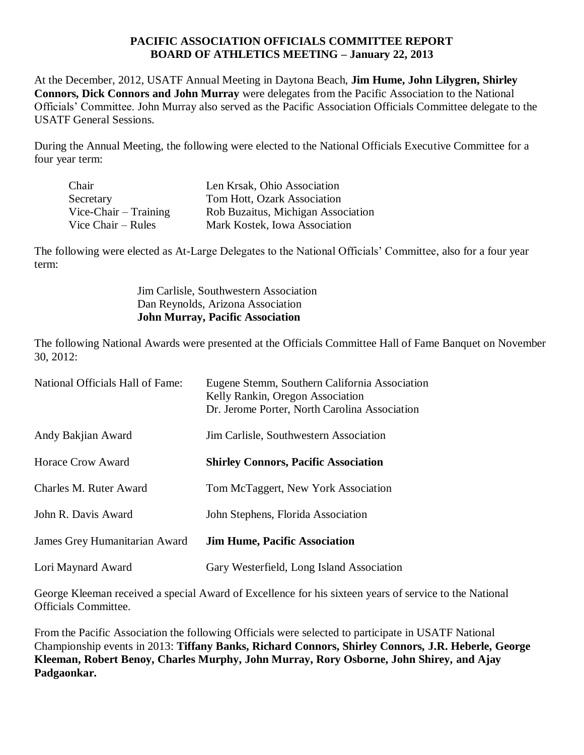# PACIFIC ASSOCIATION OFFICIALS COMMITTEE REPORT
## BOARD OF ATHLETICS MEETING – January 22, 2013

At the December, 2012, USATF Annual Meeting in Daytona Beach, **Jim Hume, John Lilygren, Shirley Connors, Dick Connors and John Murray** were delegates from the Pacific Association to the National Officials' Committee. John Murray also served as the Pacific Association Officials Committee delegate to the USATF General Sessions.

During the Annual Meeting, the following were elected to the National Officials Executive Committee for a four year term:

| | |
|---|---|
| Chair | Len Krsak, Ohio Association |
| Secretary | Tom Hott, Ozark Association |
| Vice-Chair – Training | Rob Buzaitus, Michigan Association |
| Vice Chair – Rules | Mark Kostek, Iowa Association |

The following were elected as At-Large Delegates to the National Officials' Committee, also for a four year term:

Jim Carlisle, Southwestern Association
Dan Reynolds, Arizona Association
**John Murray, Pacific Association**

The following National Awards were presented at the Officials Committee Hall of Fame Banquet on November 30, 2012:

| | |
|---|---|
| National Officials Hall of Fame: | Eugene Stemm, Southern California Association<br>Kelly Rankin, Oregon Association<br>Dr. Jerome Porter, North Carolina Association |
| Andy Bakjian Award | Jim Carlisle, Southwestern Association |
| Horace Crow Award | **Shirley Connors, Pacific Association** |
| Charles M. Ruter Award | Tom McTaggert, New York Association |
| John R. Davis Award | John Stephens, Florida Association |
| James Grey Humanitarian Award | **Jim Hume, Pacific Association** |
| Lori Maynard Award | Gary Westerfield, Long Island Association |

George Kleeman received a special Award of Excellence for his sixteen years of service to the National Officials Committee.

From the Pacific Association the following Officials were selected to participate in USATF National Championship events in 2013: **Tiffany Banks, Richard Connors, Shirley Connors, J.R. Heberle, George Kleeman, Robert Benoy, Charles Murphy, John Murray, Rory Osborne, John Shirey, and Ajay Padgaonkar.**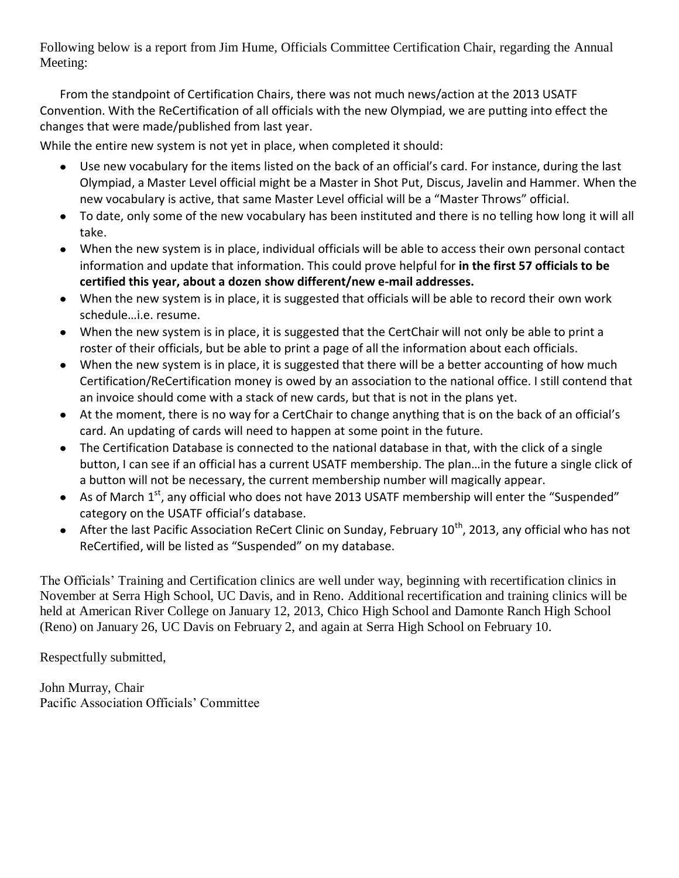Following below is a report from Jim Hume, Officials Committee Certification Chair, regarding the Annual Meeting:

From the standpoint of Certification Chairs, there was not much news/action at the 2013 USATF Convention. With the ReCertification of all officials with the new Olympiad, we are putting into effect the changes that were made/published from last year.

While the entire new system is not yet in place, when completed it should:

- Use new vocabulary for the items listed on the back of an official's card. For instance, during the last Olympiad, a Master Level official might be a Master in Shot Put, Discus, Javelin and Hammer. When the new vocabulary is active, that same Master Level official will be a "Master Throws" official.
- To date, only some of the new vocabulary has been instituted and there is no telling how long it will all take.
- When the new system is in place, individual officials will be able to access their own personal contact information and update that information. This could prove helpful for **in the first 57 officials to be certified this year, about a dozen show different/new e-mail addresses.**
- When the new system is in place, it is suggested that officials will be able to record their own work schedule…i.e. resume.
- When the new system is in place, it is suggested that the CertChair will not only be able to print a roster of their officials, but be able to print a page of all the information about each officials.
- When the new system is in place, it is suggested that there will be a better accounting of how much Certification/ReCertification money is owed by an association to the national office. I still contend that an invoice should come with a stack of new cards, but that is not in the plans yet.
- At the moment, there is no way for a CertChair to change anything that is on the back of an official's card. An updating of cards will need to happen at some point in the future.
- The Certification Database is connected to the national database in that, with the click of a single button, I can see if an official has a current USATF membership. The plan…in the future a single click of a button will not be necessary, the current membership number will magically appear.
- As of March 1st, any official who does not have 2013 USATF membership will enter the "Suspended" category on the USATF official's database.
- After the last Pacific Association ReCert Clinic on Sunday, February 10th, 2013, any official who has not ReCertified, will be listed as "Suspended" on my database.

The Officials' Training and Certification clinics are well under way, beginning with recertification clinics in November at Serra High School, UC Davis, and in Reno. Additional recertification and training clinics will be held at American River College on January 12, 2013, Chico High School and Damonte Ranch High School (Reno) on January 26, UC Davis on February 2, and again at Serra High School on February 10.

Respectfully submitted,

John Murray, Chair
Pacific Association Officials' Committee